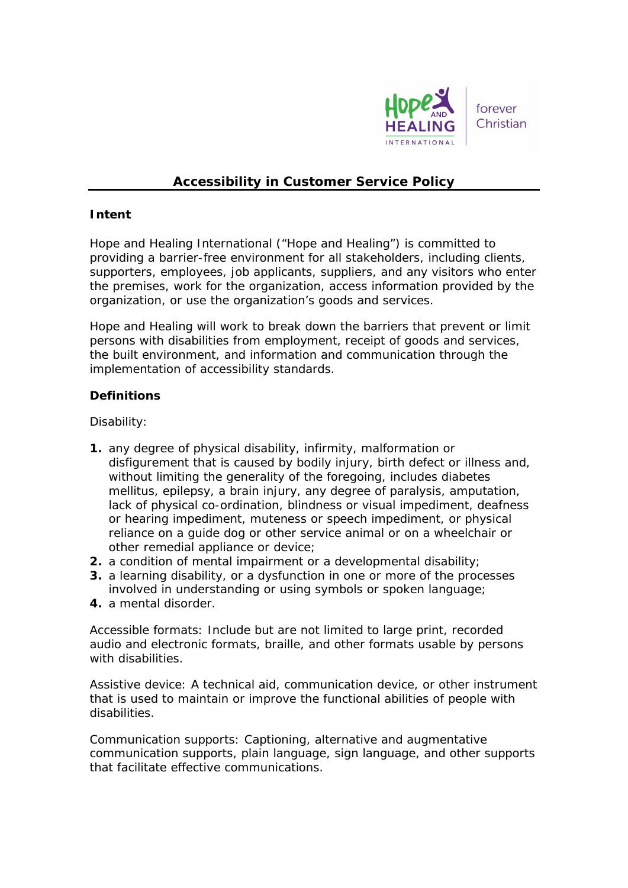# Accessibility in Customer Service Policy

**Intent**

Hope and Healing International ("Hope and Healing") is committed to providing a barrier-free environment for all stakeholders, including clients, supporters, employees, job applicants, suppliers, and any visitors who enter the premises, work for the organization, access information provided by the organization, or use the organization's goods and services.

Hope and Healing will work to break down the barriers that prevent or limit persons with disabilities from employment, receipt of goods and services, the built environment, and information and communication through the implementation of accessibility standards.

**Definitions**

Disability:

1. any degree of physical disability, infirmity, malformation or disfigurement that is caused by bodily injury, birth defect or illness and, without limiting the generality of the foregoing, includes diabetes mellitus, epilepsy, a brain injury, any degree of paralysis, amputation, lack of physical co-ordination, blindness or visual impediment, deafness or hearing impediment, muteness or speech impediment, or physical reliance on a guide dog or other service animal or on a wheelchair or other remedial appliance or device;
2. a condition of mental impairment or a developmental disability;
3. a learning disability, or a dysfunction in one or more of the processes involved in understanding or using symbols or spoken language;
4. a mental disorder.

Accessible formats: Include but are not limited to large print, recorded audio and electronic formats, braille, and other formats usable by persons with disabilities.

Assistive device: A technical aid, communication device, or other instrument that is used to maintain or improve the functional abilities of people with disabilities.

Communication supports: Captioning, alternative and augmentative communication supports, plain language, sign language, and other supports that facilitate effective communications.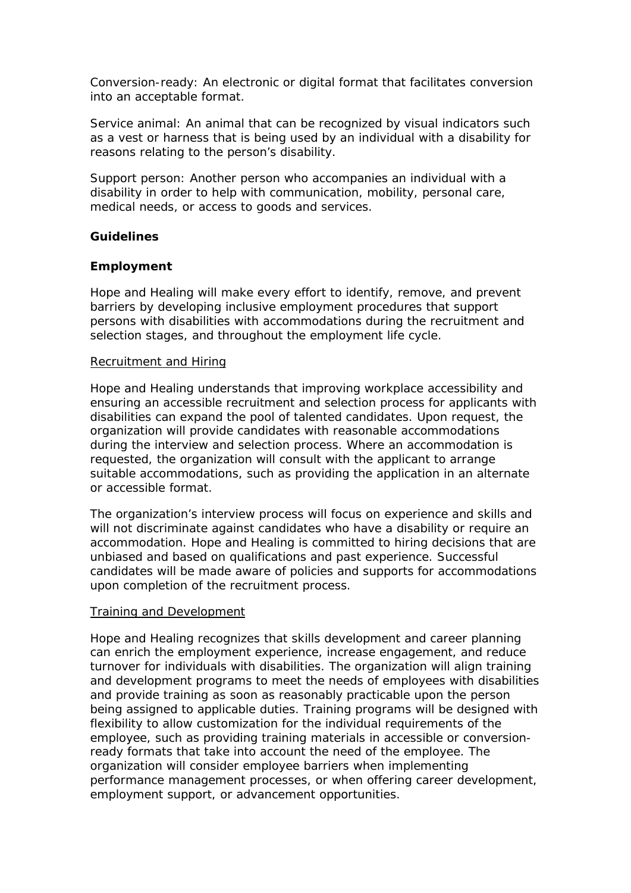Conversion-ready: An electronic or digital format that facilitates conversion into an acceptable format.

Service animal: An animal that can be recognized by visual indicators such as a vest or harness that is being used by an individual with a disability for reasons relating to the person's disability.

Support person: Another person who accompanies an individual with a disability in order to help with communication, mobility, personal care, medical needs, or access to goods and services.

## Guidelines

### Employment

Hope and Healing will make every effort to identify, remove, and prevent barriers by developing inclusive employment procedures that support persons with disabilities with accommodations during the recruitment and selection stages, and throughout the employment life cycle.

#### Recruitment and Hiring

Hope and Healing understands that improving workplace accessibility and ensuring an accessible recruitment and selection process for applicants with disabilities can expand the pool of talented candidates. Upon request, the organization will provide candidates with reasonable accommodations during the interview and selection process. Where an accommodation is requested, the organization will consult with the applicant to arrange suitable accommodations, such as providing the application in an alternate or accessible format.

The organization's interview process will focus on experience and skills and will not discriminate against candidates who have a disability or require an accommodation. Hope and Healing is committed to hiring decisions that are unbiased and based on qualifications and past experience. Successful candidates will be made aware of policies and supports for accommodations upon completion of the recruitment process.

#### Training and Development

Hope and Healing recognizes that skills development and career planning can enrich the employment experience, increase engagement, and reduce turnover for individuals with disabilities. The organization will align training and development programs to meet the needs of employees with disabilities and provide training as soon as reasonably practicable upon the person being assigned to applicable duties. Training programs will be designed with flexibility to allow customization for the individual requirements of the employee, such as providing training materials in accessible or conversion-ready formats that take into account the need of the employee. The organization will consider employee barriers when implementing performance management processes, or when offering career development, employment support, or advancement opportunities.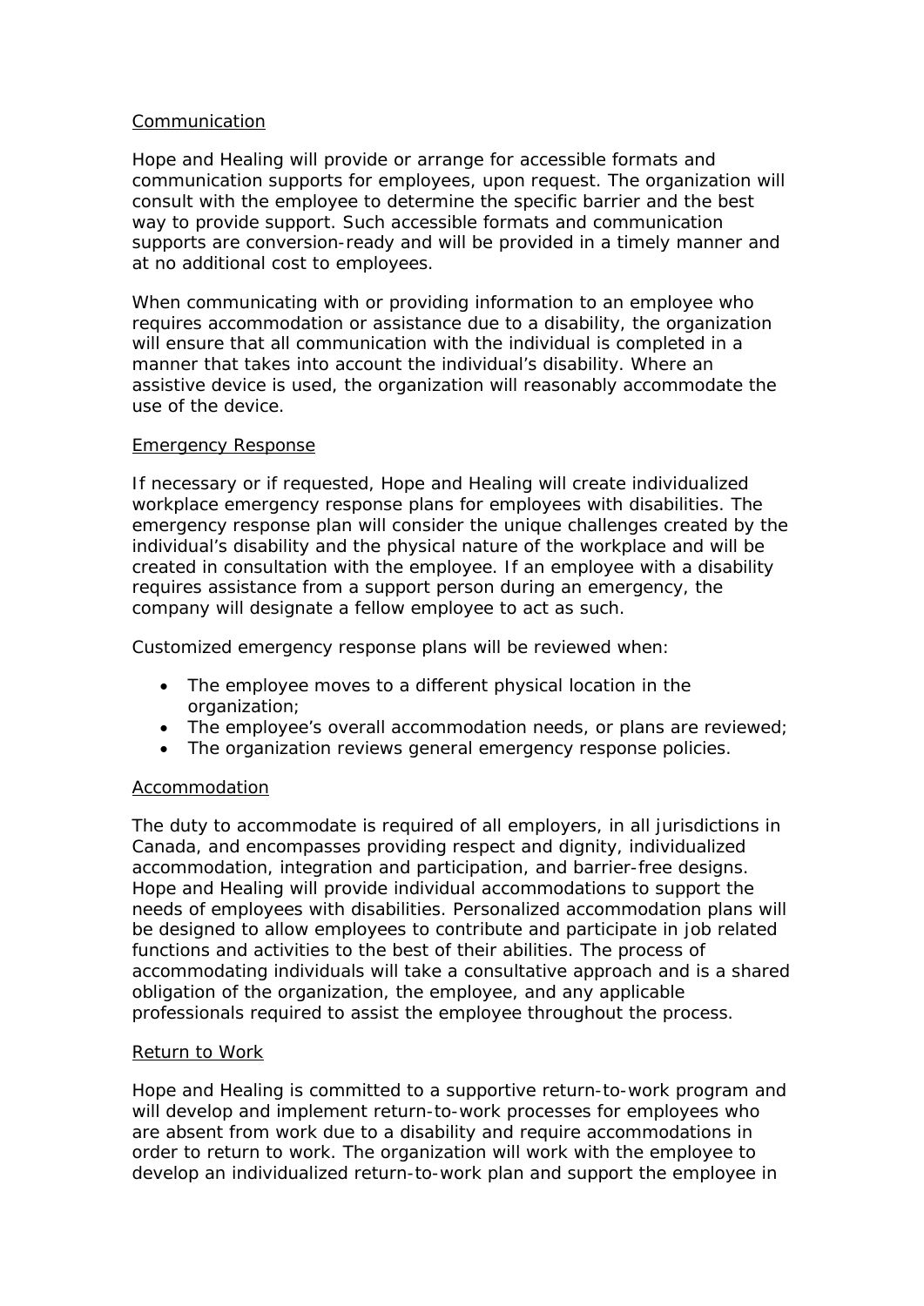<u>Communication</u>

Hope and Healing will provide or arrange for accessible formats and communication supports for employees, upon request. The organization will consult with the employee to determine the specific barrier and the best way to provide support. Such accessible formats and communication supports are conversion-ready and will be provided in a timely manner and at no additional cost to employees.

When communicating with or providing information to an employee who requires accommodation or assistance due to a disability, the organization will ensure that all communication with the individual is completed in a manner that takes into account the individual's disability. Where an assistive device is used, the organization will reasonably accommodate the use of the device.

<u>Emergency Response</u>

If necessary or if requested, Hope and Healing will create individualized workplace emergency response plans for employees with disabilities. The emergency response plan will consider the unique challenges created by the individual's disability and the physical nature of the workplace and will be created in consultation with the employee. If an employee with a disability requires assistance from a support person during an emergency, the company will designate a fellow employee to act as such.

Customized emergency response plans will be reviewed when:

- The employee moves to a different physical location in the organization;
- The employee's overall accommodation needs, or plans are reviewed;
- The organization reviews general emergency response policies.

<u>Accommodation</u>

The duty to accommodate is required of all employers, in all jurisdictions in Canada, and encompasses providing respect and dignity, individualized accommodation, integration and participation, and barrier-free designs. Hope and Healing will provide individual accommodations to support the needs of employees with disabilities. Personalized accommodation plans will be designed to allow employees to contribute and participate in job related functions and activities to the best of their abilities. The process of accommodating individuals will take a consultative approach and is a shared obligation of the organization, the employee, and any applicable professionals required to assist the employee throughout the process.

<u>Return to Work</u>

Hope and Healing is committed to a supportive return-to-work program and will develop and implement return-to-work processes for employees who are absent from work due to a disability and require accommodations in order to return to work. The organization will work with the employee to develop an individualized return-to-work plan and support the employee in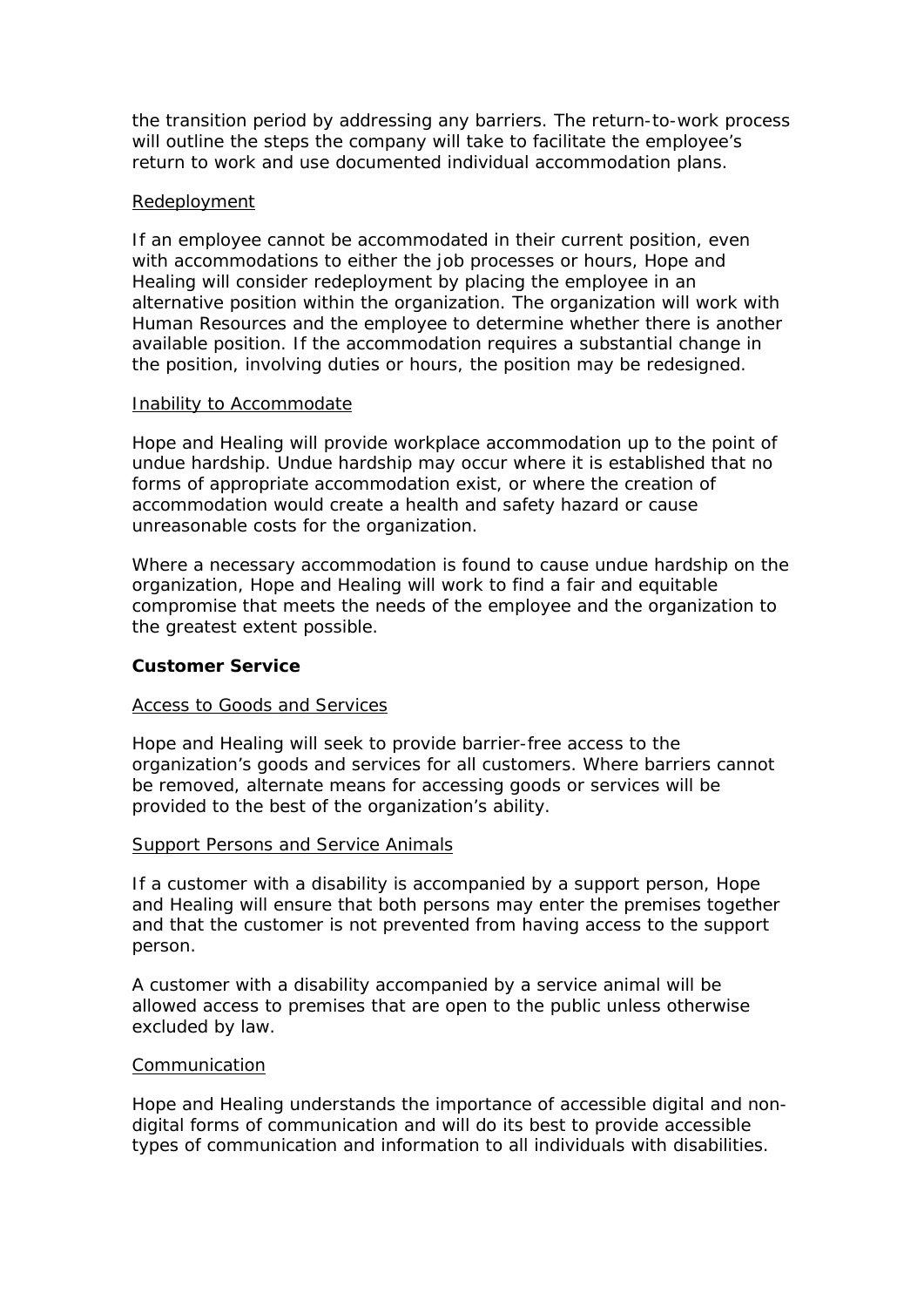the transition period by addressing any barriers. The return-to-work process will outline the steps the company will take to facilitate the employee's return to work and use documented individual accommodation plans.

<u>Redeployment</u>

If an employee cannot be accommodated in their current position, even with accommodations to either the job processes or hours, Hope and Healing will consider redeployment by placing the employee in an alternative position within the organization. The organization will work with Human Resources and the employee to determine whether there is another available position. If the accommodation requires a substantial change in the position, involving duties or hours, the position may be redesigned.

<u>Inability to Accommodate</u>

Hope and Healing will provide workplace accommodation up to the point of undue hardship. Undue hardship may occur where it is established that no forms of appropriate accommodation exist, or where the creation of accommodation would create a health and safety hazard or cause unreasonable costs for the organization.

Where a necessary accommodation is found to cause undue hardship on the organization, Hope and Healing will work to find a fair and equitable compromise that meets the needs of the employee and the organization to the greatest extent possible.

**Customer Service**

<u>Access to Goods and Services</u>

Hope and Healing will seek to provide barrier-free access to the organization's goods and services for all customers. Where barriers cannot be removed, alternate means for accessing goods or services will be provided to the best of the organization's ability.

<u>Support Persons and Service Animals</u>

If a customer with a disability is accompanied by a support person, Hope and Healing will ensure that both persons may enter the premises together and that the customer is not prevented from having access to the support person.

A customer with a disability accompanied by a service animal will be allowed access to premises that are open to the public unless otherwise excluded by law.

<u>Communication</u>

Hope and Healing understands the importance of accessible digital and non-digital forms of communication and will do its best to provide accessible types of communication and information to all individuals with disabilities.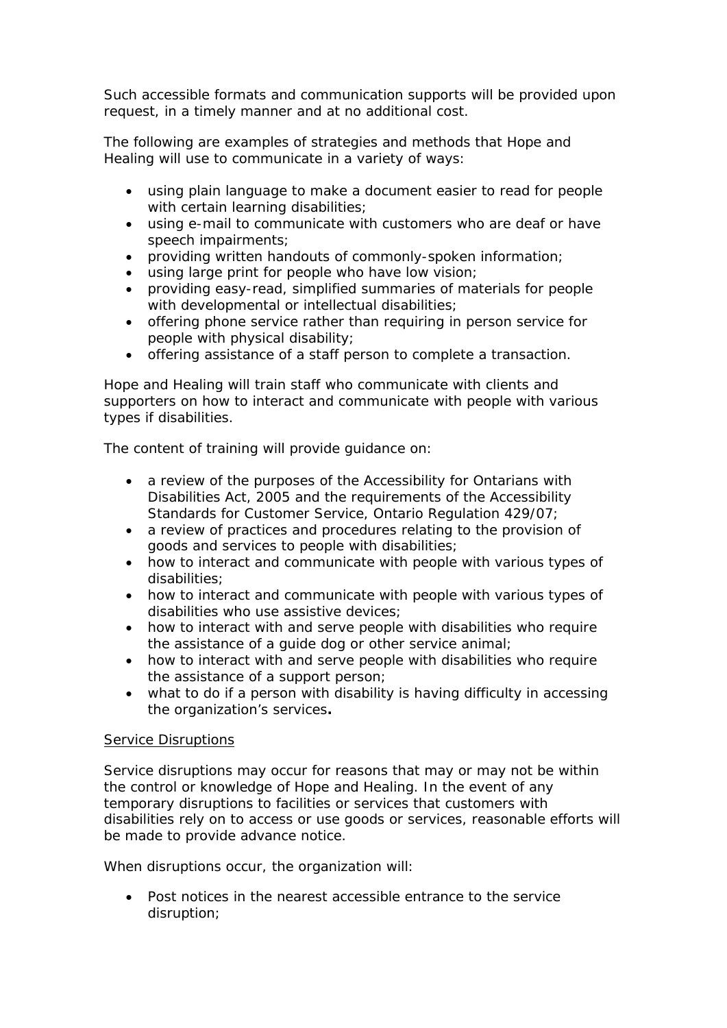Such accessible formats and communication supports will be provided upon request, in a timely manner and at no additional cost.

The following are examples of strategies and methods that Hope and Healing will use to communicate in a variety of ways:

- using plain language to make a document easier to read for people with certain learning disabilities;
- using e-mail to communicate with customers who are deaf or have speech impairments;
- providing written handouts of commonly-spoken information;
- using large print for people who have low vision;
- providing easy-read, simplified summaries of materials for people with developmental or intellectual disabilities;
- offering phone service rather than requiring in person service for people with physical disability;
- offering assistance of a staff person to complete a transaction.

Hope and Healing will train staff who communicate with clients and supporters on how to interact and communicate with people with various types if disabilities.

The content of training will provide guidance on:

- a review of the purposes of the Accessibility for Ontarians with Disabilities Act, 2005 and the requirements of the Accessibility Standards for Customer Service, Ontario Regulation 429/07;
- a review of practices and procedures relating to the provision of goods and services to people with disabilities;
- how to interact and communicate with people with various types of disabilities;
- how to interact and communicate with people with various types of disabilities who use assistive devices;
- how to interact with and serve people with disabilities who require the assistance of a guide dog or other service animal;
- how to interact with and serve people with disabilities who require the assistance of a support person;
- what to do if a person with disability is having difficulty in accessing the organization's services**.**

<u>Service Disruptions</u>

Service disruptions may occur for reasons that may or may not be within the control or knowledge of Hope and Healing. In the event of any temporary disruptions to facilities or services that customers with disabilities rely on to access or use goods or services, reasonable efforts will be made to provide advance notice.

When disruptions occur, the organization will:

- Post notices in the nearest accessible entrance to the service disruption;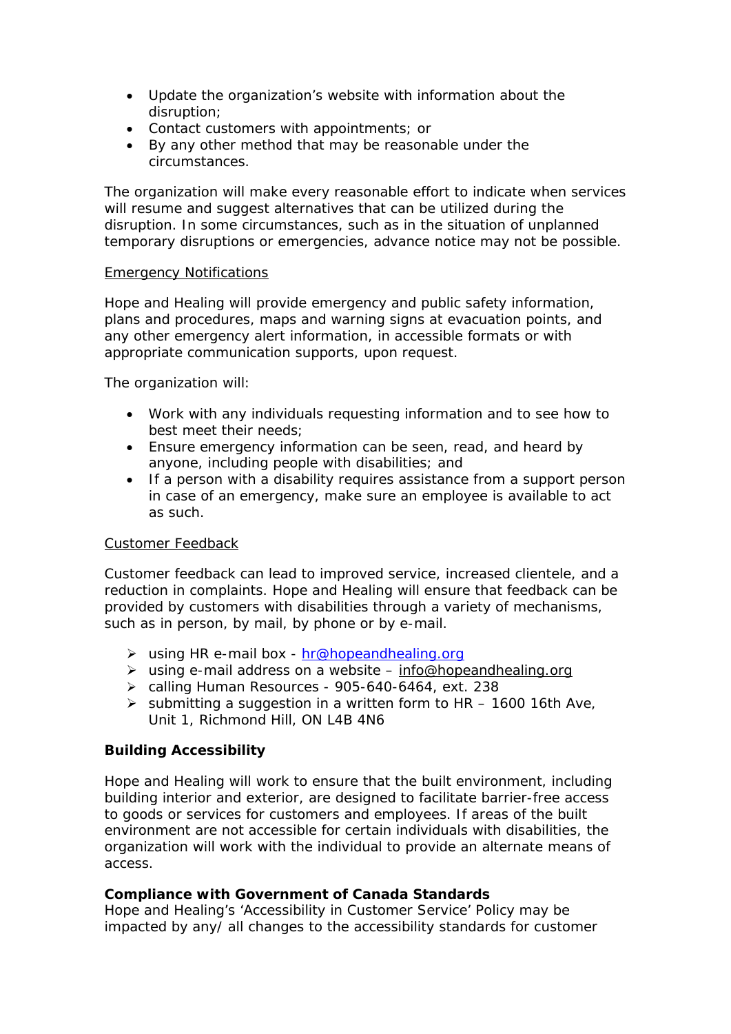- Update the organization's website with information about the disruption;
- Contact customers with appointments; or
- By any other method that may be reasonable under the circumstances.

The organization will make every reasonable effort to indicate when services will resume and suggest alternatives that can be utilized during the disruption. In some circumstances, such as in the situation of unplanned temporary disruptions or emergencies, advance notice may not be possible.

<u>Emergency Notifications</u>

Hope and Healing will provide emergency and public safety information, plans and procedures, maps and warning signs at evacuation points, and any other emergency alert information, in accessible formats or with appropriate communication supports, upon request.

The organization will:

- Work with any individuals requesting information and to see how to best meet their needs;
- Ensure emergency information can be seen, read, and heard by anyone, including people with disabilities; and
- If a person with a disability requires assistance from a support person in case of an emergency, make sure an employee is available to act as such.

<u>Customer Feedback</u>

Customer feedback can lead to improved service, increased clientele, and a reduction in complaints. Hope and Healing will ensure that feedback can be provided by customers with disabilities through a variety of mechanisms, such as in person, by mail, by phone or by e-mail.

- using HR e-mail box - hr@hopeandhealing.org
- using e-mail address on a website – info@hopeandhealing.org
- calling Human Resources - 905-640-6464, ext. 238
- submitting a suggestion in a written form to HR – 1600 16th Ave, Unit 1, Richmond Hill, ON L4B 4N6

**Building Accessibility**

Hope and Healing will work to ensure that the built environment, including building interior and exterior, are designed to facilitate barrier-free access to goods or services for customers and employees. If areas of the built environment are not accessible for certain individuals with disabilities, the organization will work with the individual to provide an alternate means of access.

**Compliance with Government of Canada Standards**

Hope and Healing's 'Accessibility in Customer Service' Policy may be impacted by any/ all changes to the accessibility standards for customer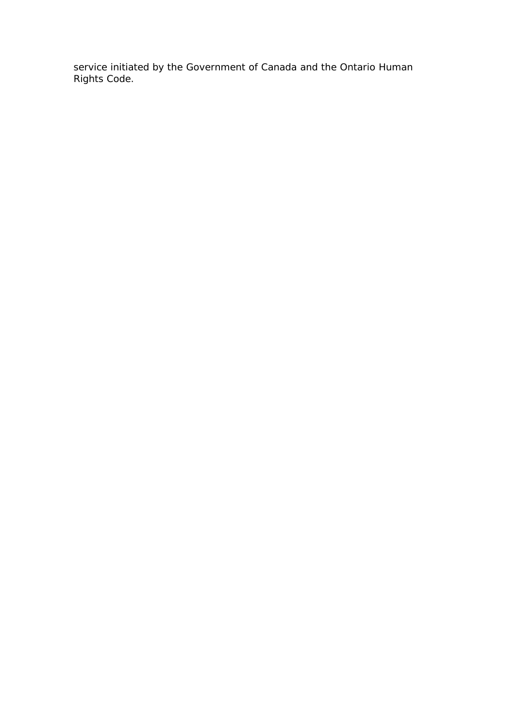service initiated by the Government of Canada and the Ontario Human Rights Code.